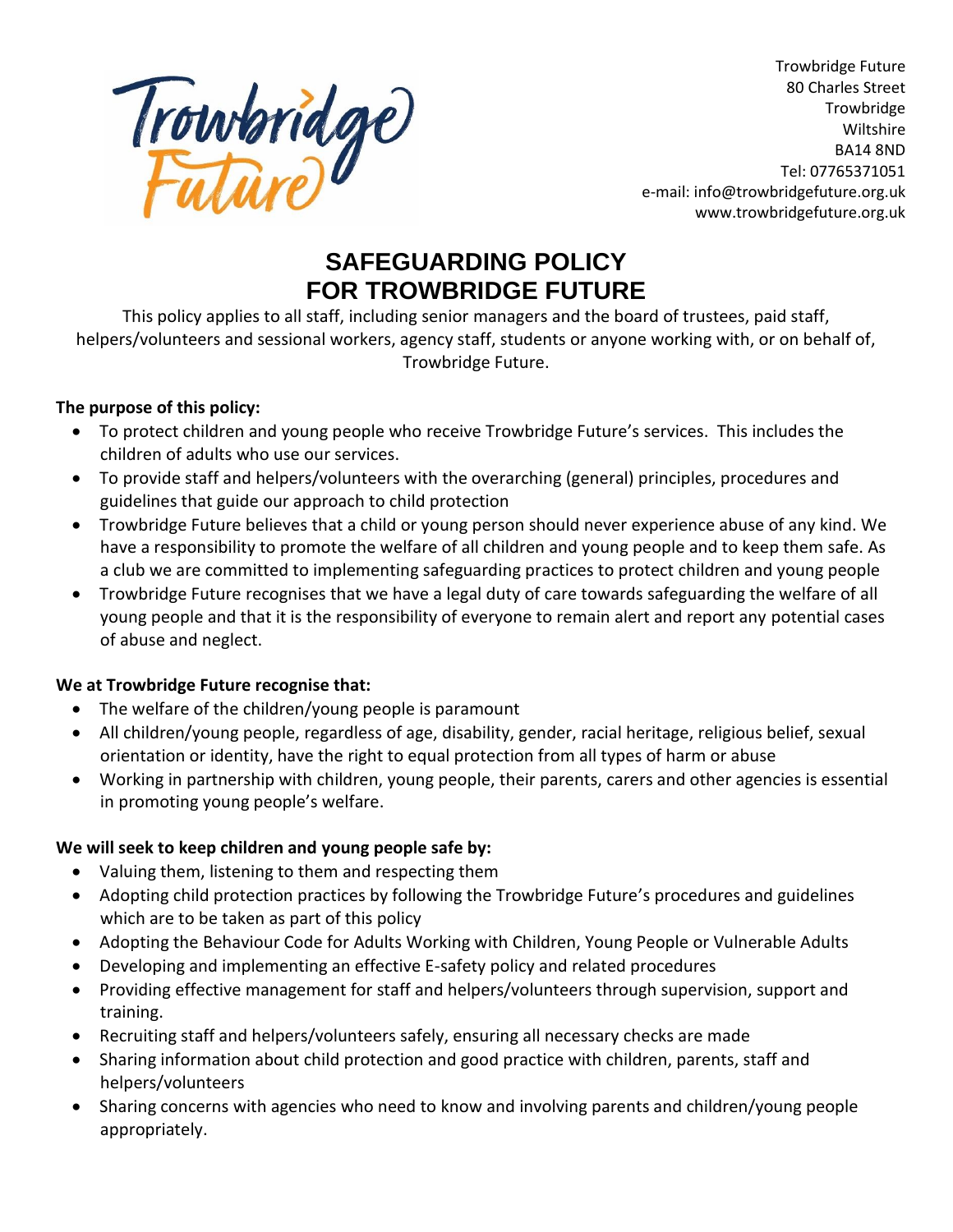Trowbridge Future
80 Charles Street
Trowbridge
Wiltshire
BA14 8ND
Tel: 07765371051
e-mail: info@trowbridgefuture.org.uk
www.trowbridgefuture.org.uk

# SAFEGUARDING POLICY FOR TROWBRIDGE FUTURE

This policy applies to all staff, including senior managers and the board of trustees, paid staff, helpers/volunteers and sessional workers, agency staff, students or anyone working with, or on behalf of, Trowbridge Future.

**The purpose of this policy:**

- To protect children and young people who receive Trowbridge Future's services. This includes the children of adults who use our services.
- To provide staff and helpers/volunteers with the overarching (general) principles, procedures and guidelines that guide our approach to child protection
- Trowbridge Future believes that a child or young person should never experience abuse of any kind. We have a responsibility to promote the welfare of all children and young people and to keep them safe. As a club we are committed to implementing safeguarding practices to protect children and young people
- Trowbridge Future recognises that we have a legal duty of care towards safeguarding the welfare of all young people and that it is the responsibility of everyone to remain alert and report any potential cases of abuse and neglect.

**We at Trowbridge Future recognise that:**

- The welfare of the children/young people is paramount
- All children/young people, regardless of age, disability, gender, racial heritage, religious belief, sexual orientation or identity, have the right to equal protection from all types of harm or abuse
- Working in partnership with children, young people, their parents, carers and other agencies is essential in promoting young people's welfare.

**We will seek to keep children and young people safe by:**

- Valuing them, listening to them and respecting them
- Adopting child protection practices by following the Trowbridge Future's procedures and guidelines which are to be taken as part of this policy
- Adopting the Behaviour Code for Adults Working with Children, Young People or Vulnerable Adults
- Developing and implementing an effective E-safety policy and related procedures
- Providing effective management for staff and helpers/volunteers through supervision, support and training.
- Recruiting staff and helpers/volunteers safely, ensuring all necessary checks are made
- Sharing information about child protection and good practice with children, parents, staff and helpers/volunteers
- Sharing concerns with agencies who need to know and involving parents and children/young people appropriately.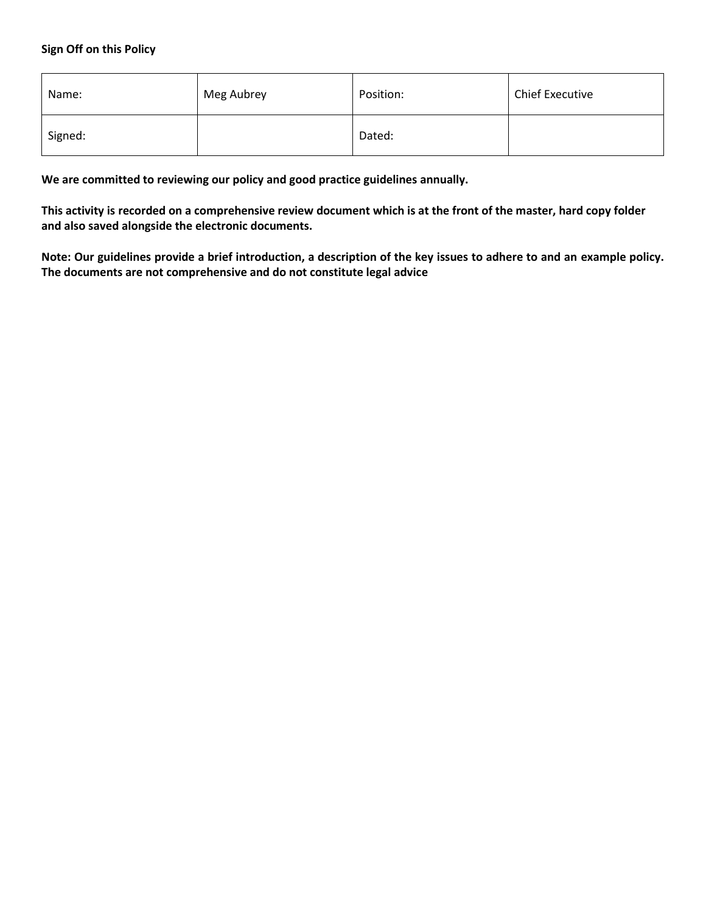**Sign Off on this Policy**

| | | | |
|---|---|---|---|
| Name: | Meg Aubrey | Position: | Chief Executive |
| Signed: | | Dated: | |

**We are committed to reviewing our policy and good practice guidelines annually.**

**This activity is recorded on a comprehensive review document which is at the front of the master, hard copy folder and also saved alongside the electronic documents.**

**Note: Our guidelines provide a brief introduction, a description of the key issues to adhere to and an example policy. The documents are not comprehensive and do not constitute legal advice**